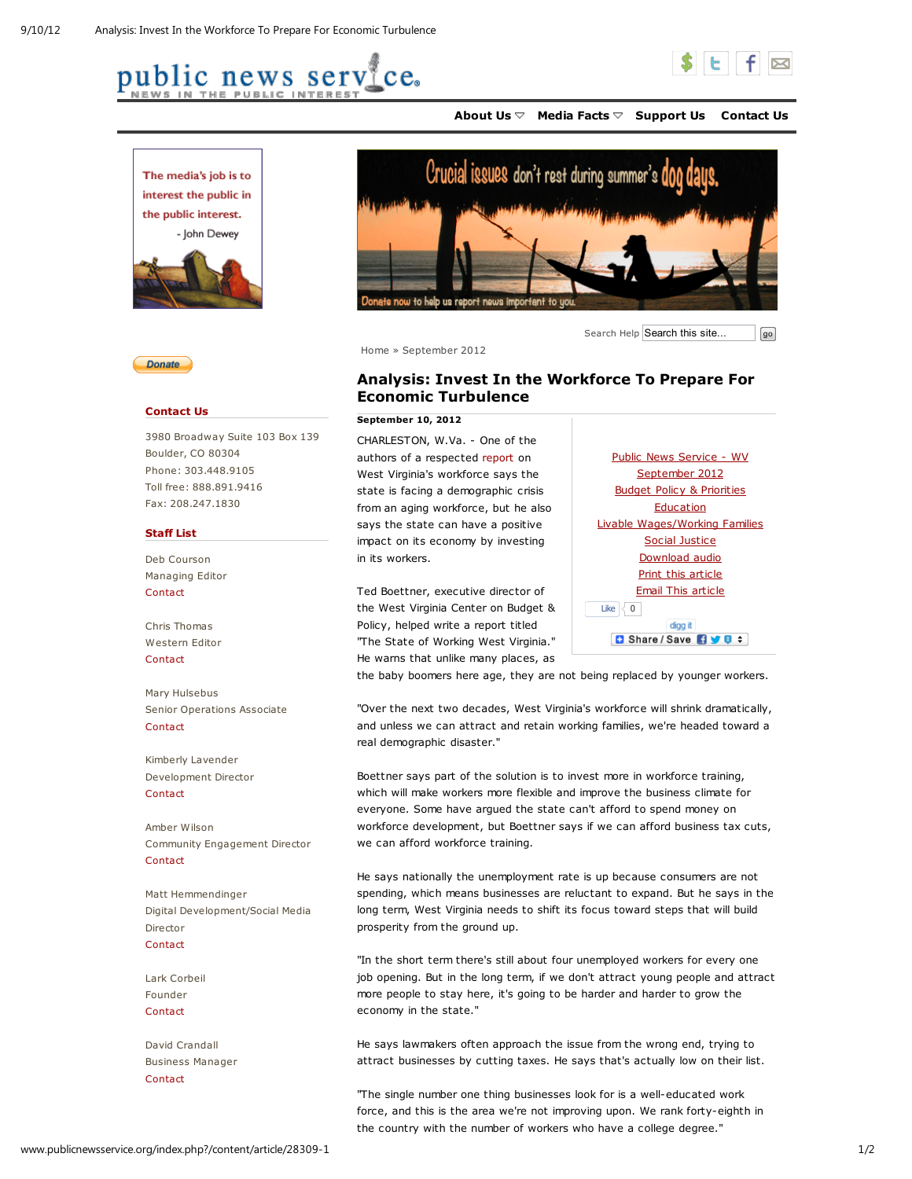public news service
NEWS IN THE PUBLIC INTEREST

About Us | Media Facts | Support Us | Contact Us

The media's job is to interest the public in the public interest.
- John Dewey

Crucial issues don't rest during summer's dog days.
Donate now to help us report news important to you

Search Help

Home » September 2012

# Analysis: Invest In the Workforce To Prepare For Economic Turbulence

**September 10, 2012**

Public News Service - WV
September 2012
Budget Policy & Priorities
Education
Livable Wages/Working Families
Social Justice
Download audio
Print this article
Email This article

CHARLESTON, W.Va. - One of the authors of a respected report on West Virginia's workforce says the state is facing a demographic crisis from an aging workforce, but he also says the state can have a positive impact on its economy by investing in its workers.

Ted Boettner, executive director of the West Virginia Center on Budget & Policy, helped write a report titled "The State of Working West Virginia." He warns that unlike many places, as the baby boomers here age, they are not being replaced by younger workers.

"Over the next two decades, West Virginia's workforce will shrink dramatically, and unless we can attract and retain working families, we're headed toward a real demographic disaster."

Boettner says part of the solution is to invest more in workforce training, which will make workers more flexible and improve the business climate for everyone. Some have argued the state can't afford to spend money on workforce development, but Boettner says if we can afford business tax cuts, we can afford workforce training.

He says nationally the unemployment rate is up because consumers are not spending, which means businesses are reluctant to expand. But he says in the long term, West Virginia needs to shift its focus toward steps that will build prosperity from the ground up.

"In the short term there's still about four unemployed workers for every one job opening. But in the long term, if we don't attract young people and attract more people to stay here, it's going to be harder and harder to grow the economy in the state."

He says lawmakers often approach the issue from the wrong end, trying to attract businesses by cutting taxes. He says that's actually low on their list.

"The single number one thing businesses look for is a well-educated work force, and this is the area we're not improving upon. We rank forty-eighth in the country with the number of workers who have a college degree."

Donate

**Contact Us**

3980 Broadway Suite 103 Box 139
Boulder, CO 80304
Phone: 303.448.9105
Toll free: 888.891.9416
Fax: 208.247.1830

**Staff List**

Deb Courson
Managing Editor
Contact

Chris Thomas
Western Editor
Contact

Mary Hulsebus
Senior Operations Associate
Contact

Kimberly Lavender
Development Director
Contact

Amber Wilson
Community Engagement Director
Contact

Matt Hemmendinger
Digital Development/Social Media Director
Contact

Lark Corbeil
Founder
Contact

David Crandall
Business Manager
Contact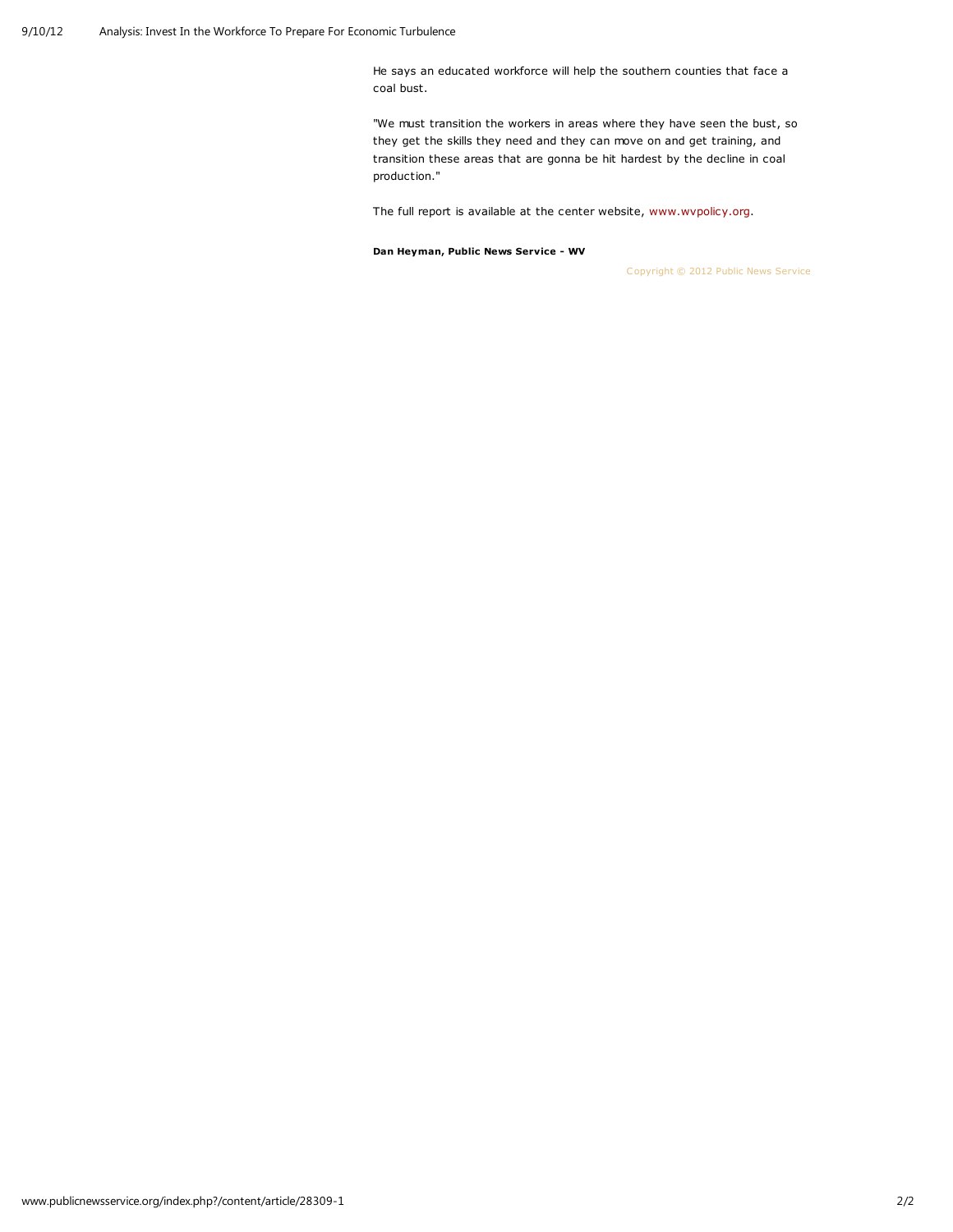He says an educated workforce will help the southern counties that face a coal bust.

"We must transition the workers in areas where they have seen the bust, so they get the skills they need and they can move on and get training, and transition these areas that are gonna be hit hardest by the decline in coal production."

The full report is available at the center website, www.wvpolicy.org.

**Dan Heyman, Public News Service - WV**

Copyright © 2012 Public News Service